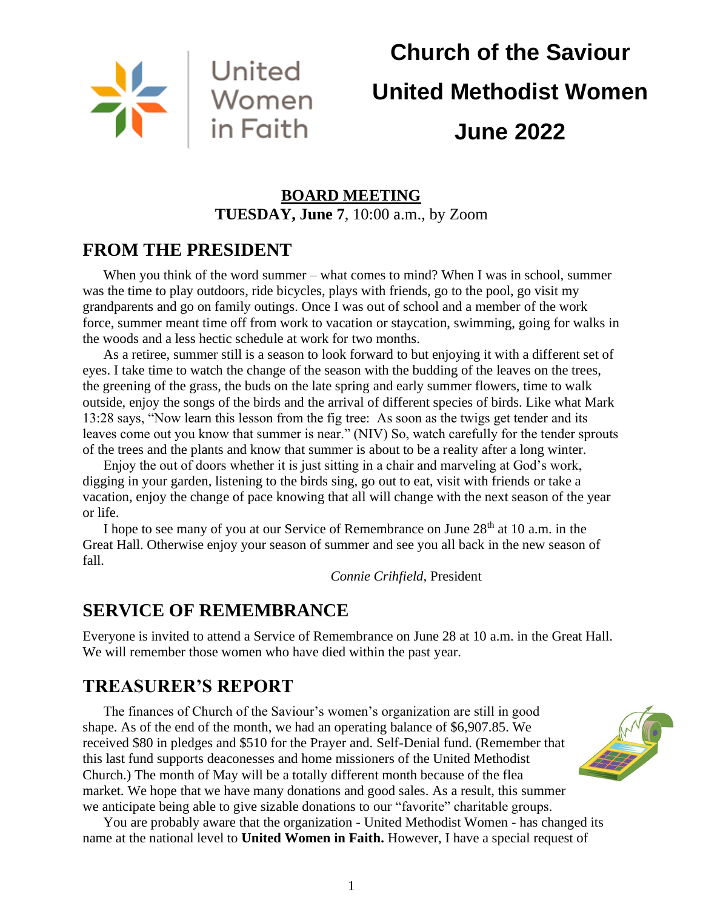United Women in Faith

# Church of the Saviour United Methodist Women June 2022

**BOARD MEETING**
**TUESDAY, June 7**, 10:00 a.m., by Zoom

## FROM THE PRESIDENT

When you think of the word summer – what comes to mind? When I was in school, summer was the time to play outdoors, ride bicycles, plays with friends, go to the pool, go visit my grandparents and go on family outings. Once I was out of school and a member of the work force, summer meant time off from work to vacation or staycation, swimming, going for walks in the woods and a less hectic schedule at work for two months.

As a retiree, summer still is a season to look forward to but enjoying it with a different set of eyes. I take time to watch the change of the season with the budding of the leaves on the trees, the greening of the grass, the buds on the late spring and early summer flowers, time to walk outside, enjoy the songs of the birds and the arrival of different species of birds. Like what Mark 13:28 says, "Now learn this lesson from the fig tree: As soon as the twigs get tender and its leaves come out you know that summer is near." (NIV) So, watch carefully for the tender sprouts of the trees and the plants and know that summer is about to be a reality after a long winter.

Enjoy the out of doors whether it is just sitting in a chair and marveling at God's work, digging in your garden, listening to the birds sing, go out to eat, visit with friends or take a vacation, enjoy the change of pace knowing that all will change with the next season of the year or life.

I hope to see many of you at our Service of Remembrance on June 28th at 10 a.m. in the Great Hall. Otherwise enjoy your season of summer and see you all back in the new season of fall.

*Connie Crihfield*, President

## SERVICE OF REMEMBRANCE

Everyone is invited to attend a Service of Remembrance on June 28 at 10 a.m. in the Great Hall. We will remember those women who have died within the past year.

## TREASURER'S REPORT

The finances of Church of the Saviour's women's organization are still in good shape. As of the end of the month, we had an operating balance of $6,907.85. We received $80 in pledges and $510 for the Prayer and. Self-Denial fund. (Remember that this last fund supports deaconesses and home missioners of the United Methodist Church.) The month of May will be a totally different month because of the flea market. We hope that we have many donations and good sales. As a result, this summer we anticipate being able to give sizable donations to our "favorite" charitable groups.

You are probably aware that the organization - United Methodist Women - has changed its name at the national level to **United Women in Faith.** However, I have a special request of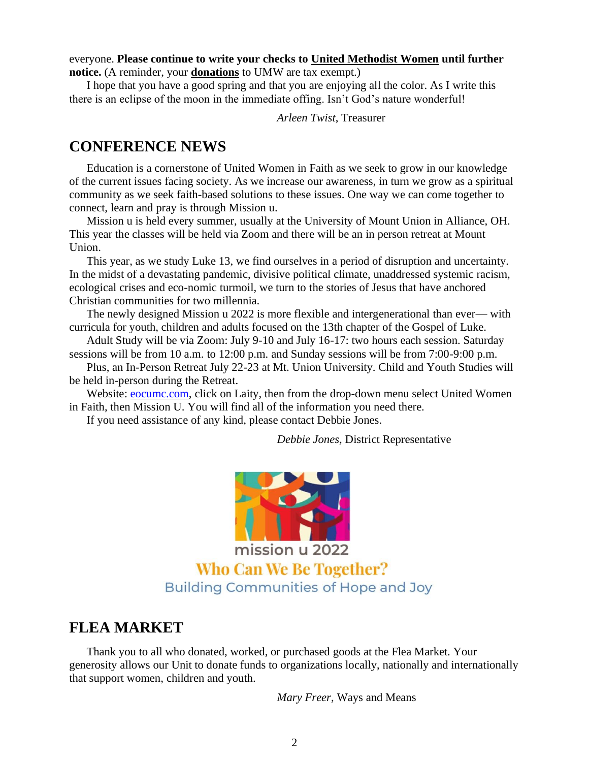everyone. **Please continue to write your checks to United Methodist Women until further notice.** (A reminder, your **donations** to UMW are tax exempt.)

I hope that you have a good spring and that you are enjoying all the color. As I write this there is an eclipse of the moon in the immediate offing. Isn't God's nature wonderful!

*Arleen Twist*, Treasurer

## CONFERENCE NEWS

Education is a cornerstone of United Women in Faith as we seek to grow in our knowledge of the current issues facing society. As we increase our awareness, in turn we grow as a spiritual community as we seek faith-based solutions to these issues. One way we can come together to connect, learn and pray is through Mission u.

Mission u is held every summer, usually at the University of Mount Union in Alliance, OH. This year the classes will be held via Zoom and there will be an in person retreat at Mount Union.

This year, as we study Luke 13, we find ourselves in a period of disruption and uncertainty. In the midst of a devastating pandemic, divisive political climate, unaddressed systemic racism, ecological crises and eco-nomic turmoil, we turn to the stories of Jesus that have anchored Christian communities for two millennia.

The newly designed Mission u 2022 is more flexible and intergenerational than ever— with curricula for youth, children and adults focused on the 13th chapter of the Gospel of Luke.

Adult Study will be via Zoom: July 9-10 and July 16-17: two hours each session. Saturday sessions will be from 10 a.m. to 12:00 p.m. and Sunday sessions will be from 7:00-9:00 p.m.

Plus, an In-Person Retreat July 22-23 at Mt. Union University. Child and Youth Studies will be held in-person during the Retreat.

Website: eocumc.com, click on Laity, then from the drop-down menu select United Women in Faith, then Mission U. You will find all of the information you need there.

If you need assistance of any kind, please contact Debbie Jones.

*Debbie Jones*, District Representative

mission u 2022

**Who Can We Be Together?**

Building Communities of Hope and Joy

## FLEA MARKET

Thank you to all who donated, worked, or purchased goods at the Flea Market. Your generosity allows our Unit to donate funds to organizations locally, nationally and internationally that support women, children and youth.

*Mary Freer*, Ways and Means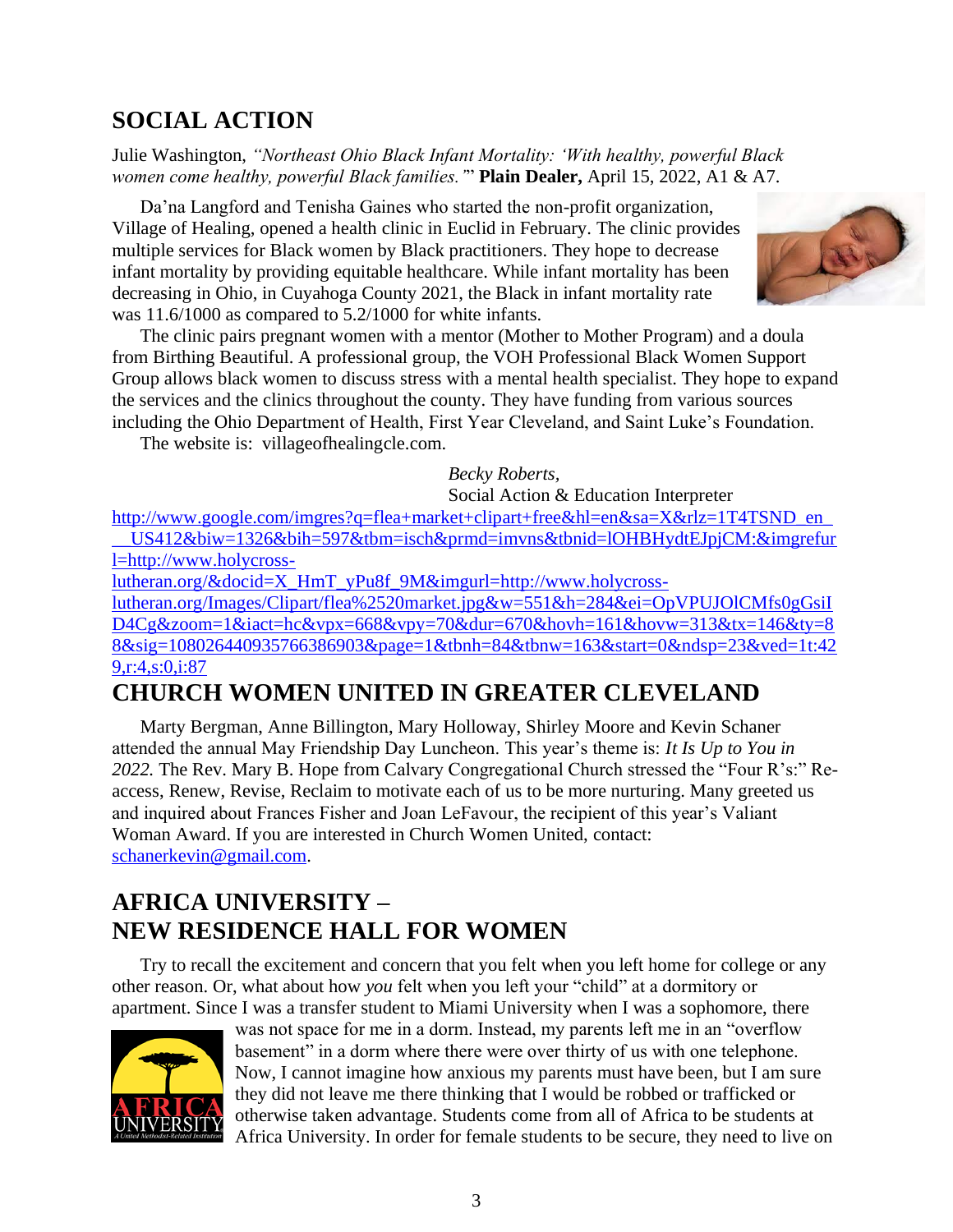## SOCIAL ACTION

Julie Washington, *"Northeast Ohio Black Infant Mortality: 'With healthy, powerful Black women come healthy, powerful Black families.'"* **Plain Dealer,** April 15, 2022, A1 & A7.

Da'na Langford and Tenisha Gaines who started the non-profit organization, Village of Healing, opened a health clinic in Euclid in February. The clinic provides multiple services for Black women by Black practitioners. They hope to decrease infant mortality by providing equitable healthcare. While infant mortality has been decreasing in Ohio, in Cuyahoga County 2021, the Black in infant mortality rate was 11.6/1000 as compared to 5.2/1000 for white infants.

The clinic pairs pregnant women with a mentor (Mother to Mother Program) and a doula from Birthing Beautiful. A professional group, the VOH Professional Black Women Support Group allows black women to discuss stress with a mental health specialist. They hope to expand the services and the clinics throughout the county. They have funding from various sources including the Ohio Department of Health, First Year Cleveland, and Saint Luke's Foundation.

The website is: villageofhealingcle.com.

*Becky Roberts,*
Social Action & Education Interpreter

http://www.google.com/imgres?q=flea+market+clipart+free&hl=en&sa=X&rlz=1T4TSND_en___US412&biw=1326&bih=597&tbm=isch&prmd=imvns&tbnid=lOHBHydtEJpjCM:&imgrefurl=http://www.holycross-lutheran.org/&docid=X_HmT_yPu8f_9M&imgurl=http://www.holycross-lutheran.org/Images/Clipart/flea%2520market.jpg&w=551&h=284&ei=OpVPUJOlCMfs0gGsiID4Cg&zoom=1&iact=hc&vpx=668&vpy=70&dur=670&hovh=161&hovw=313&tx=146&ty=88&sig=108026440935766386903&page=1&tbnh=84&tbnw=163&start=0&ndsp=23&ved=1t:429,r:4,s:0,i:87

## CHURCH WOMEN UNITED IN GREATER CLEVELAND

Marty Bergman, Anne Billington, Mary Holloway, Shirley Moore and Kevin Schaner attended the annual May Friendship Day Luncheon. This year's theme is: *It Is Up to You in 2022.* The Rev. Mary B. Hope from Calvary Congregational Church stressed the "Four R's:" Re-access, Renew, Revise, Reclaim to motivate each of us to be more nurturing. Many greeted us and inquired about Frances Fisher and Joan LeFavour, the recipient of this year's Valiant Woman Award. If you are interested in Church Women United, contact: schanerkevin@gmail.com.

## AFRICA UNIVERSITY – NEW RESIDENCE HALL FOR WOMEN

Try to recall the excitement and concern that you felt when you left home for college or any other reason. Or, what about how *you* felt when you left your "child" at a dormitory or apartment. Since I was a transfer student to Miami University when I was a sophomore, there was not space for me in a dorm. Instead, my parents left me in an "overflow basement" in a dorm where there were over thirty of us with one telephone. Now, I cannot imagine how anxious my parents must have been, but I am sure they did not leave me there thinking that I would be robbed or trafficked or otherwise taken advantage. Students come from all of Africa to be students at Africa University. In order for female students to be secure, they need to live on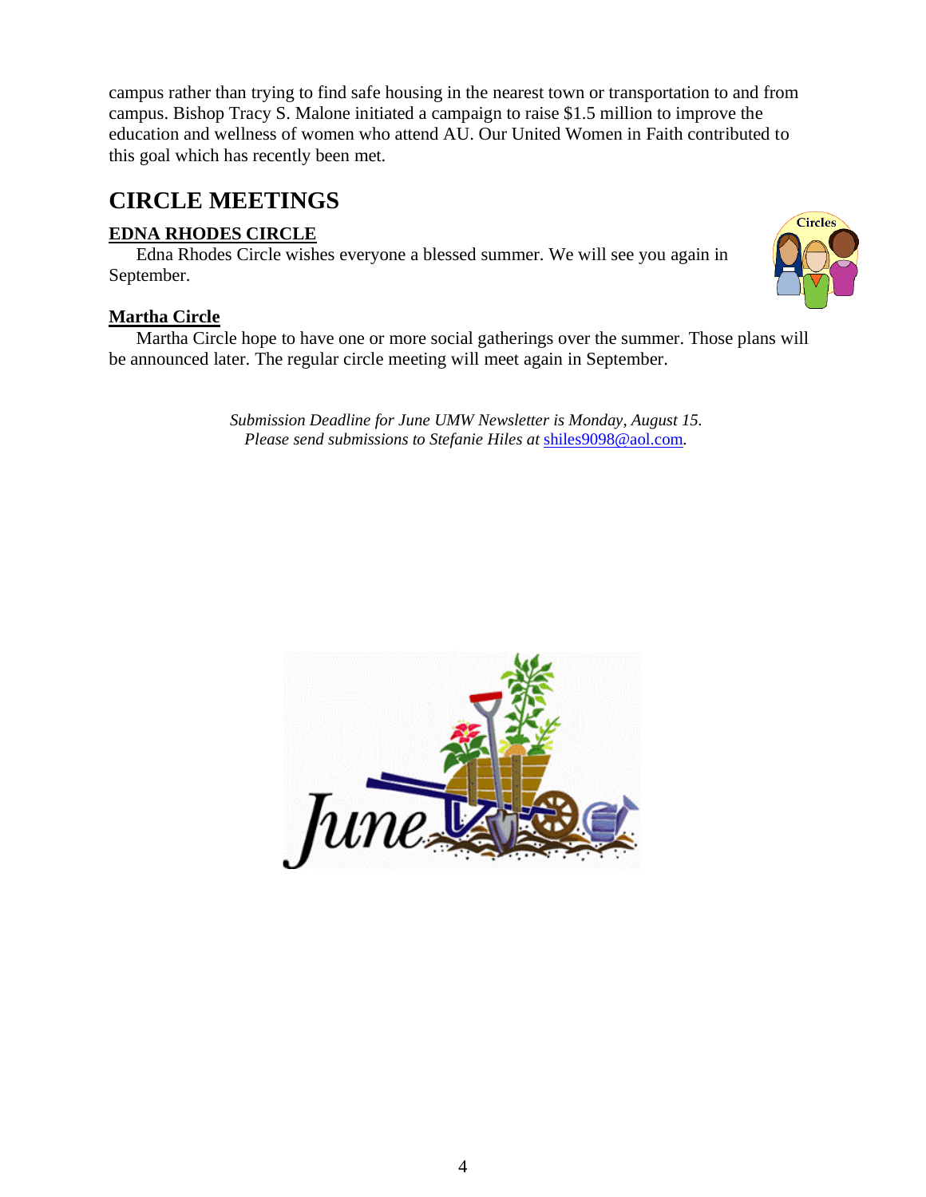campus rather than trying to find safe housing in the nearest town or transportation to and from campus. Bishop Tracy S. Malone initiated a campaign to raise $1.5 million to improve the education and wellness of women who attend AU. Our United Women in Faith contributed to this goal which has recently been met.

# CIRCLE MEETINGS

**EDNA RHODES CIRCLE**

Edna Rhodes Circle wishes everyone a blessed summer. We will see you again in September.

**Martha Circle**

Martha Circle hope to have one or more social gatherings over the summer. Those plans will be announced later. The regular circle meeting will meet again in September.

*Submission Deadline for June UMW Newsletter is Monday, August 15.*
*Please send submissions to Stefanie Hiles at shiles9098@aol.com.*